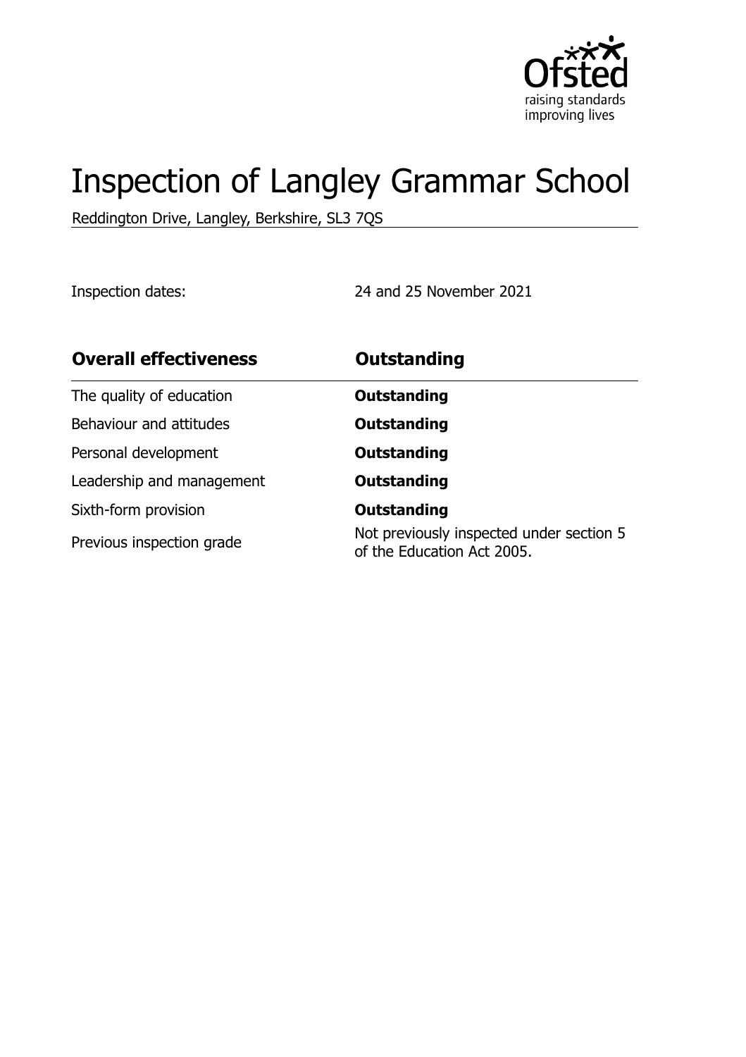# Inspection of Langley Grammar School

Reddington Drive, Langley, Berkshire, SL3 7QS

Inspection dates: 24 and 25 November 2021

| Overall effectiveness | Outstanding |
| --- | --- |
| The quality of education | **Outstanding** |
| Behaviour and attitudes | **Outstanding** |
| Personal development | **Outstanding** |
| Leadership and management | **Outstanding** |
| Sixth-form provision | **Outstanding** |
| Previous inspection grade | Not previously inspected under section 5 of the Education Act 2005. |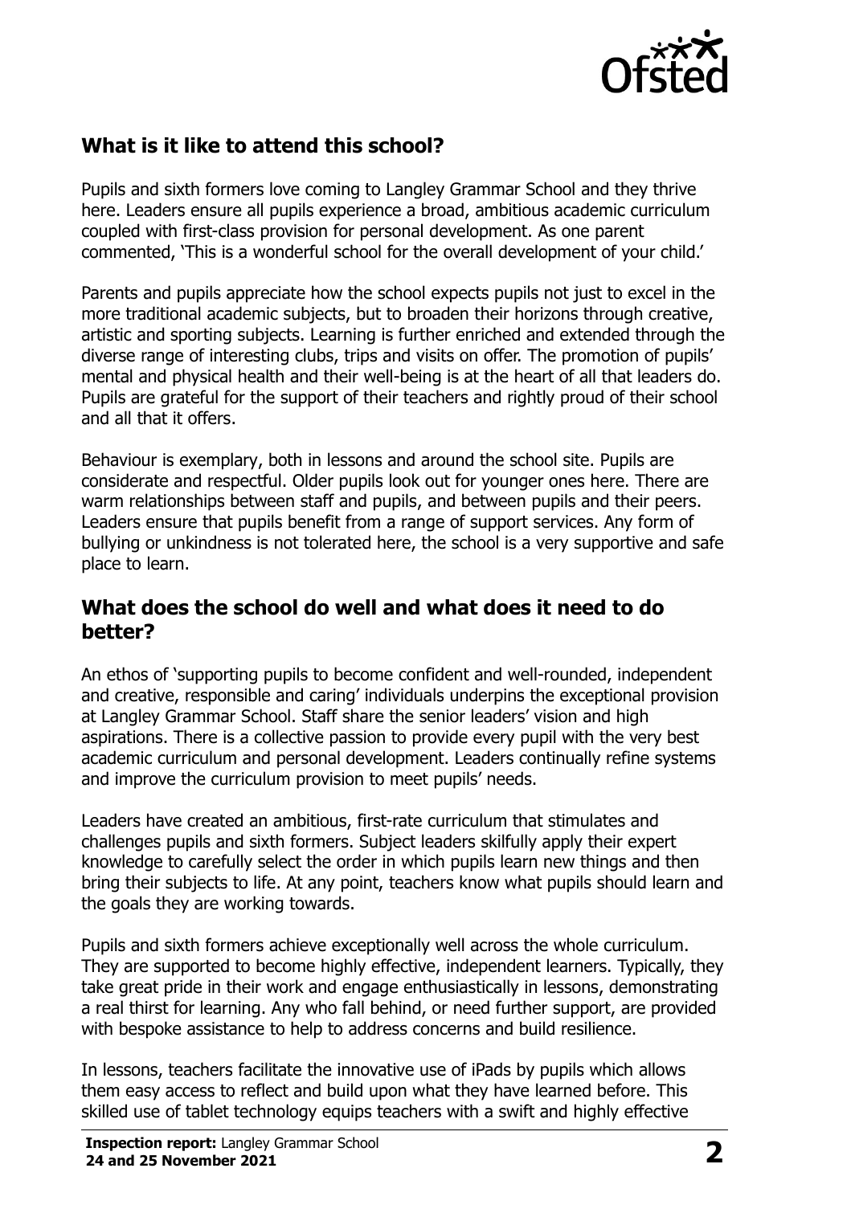## What is it like to attend this school?

Pupils and sixth formers love coming to Langley Grammar School and they thrive here. Leaders ensure all pupils experience a broad, ambitious academic curriculum coupled with first-class provision for personal development. As one parent commented, 'This is a wonderful school for the overall development of your child.'

Parents and pupils appreciate how the school expects pupils not just to excel in the more traditional academic subjects, but to broaden their horizons through creative, artistic and sporting subjects. Learning is further enriched and extended through the diverse range of interesting clubs, trips and visits on offer. The promotion of pupils' mental and physical health and their well-being is at the heart of all that leaders do. Pupils are grateful for the support of their teachers and rightly proud of their school and all that it offers.

Behaviour is exemplary, both in lessons and around the school site. Pupils are considerate and respectful. Older pupils look out for younger ones here. There are warm relationships between staff and pupils, and between pupils and their peers. Leaders ensure that pupils benefit from a range of support services. Any form of bullying or unkindness is not tolerated here, the school is a very supportive and safe place to learn.

## What does the school do well and what does it need to do better?

An ethos of 'supporting pupils to become confident and well-rounded, independent and creative, responsible and caring' individuals underpins the exceptional provision at Langley Grammar School. Staff share the senior leaders' vision and high aspirations. There is a collective passion to provide every pupil with the very best academic curriculum and personal development. Leaders continually refine systems and improve the curriculum provision to meet pupils' needs.

Leaders have created an ambitious, first-rate curriculum that stimulates and challenges pupils and sixth formers. Subject leaders skilfully apply their expert knowledge to carefully select the order in which pupils learn new things and then bring their subjects to life. At any point, teachers know what pupils should learn and the goals they are working towards.

Pupils and sixth formers achieve exceptionally well across the whole curriculum. They are supported to become highly effective, independent learners. Typically, they take great pride in their work and engage enthusiastically in lessons, demonstrating a real thirst for learning. Any who fall behind, or need further support, are provided with bespoke assistance to help to address concerns and build resilience.

In lessons, teachers facilitate the innovative use of iPads by pupils which allows them easy access to reflect and build upon what they have learned before. This skilled use of tablet technology equips teachers with a swift and highly effective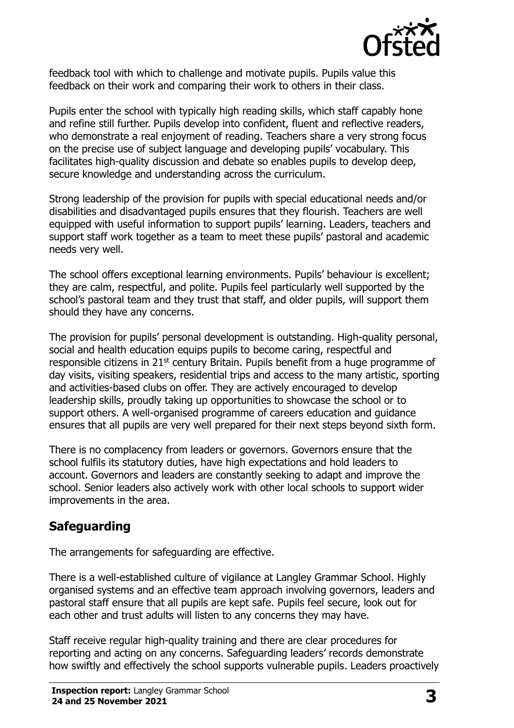feedback tool with which to challenge and motivate pupils. Pupils value this feedback on their work and comparing their work to others in their class.

Pupils enter the school with typically high reading skills, which staff capably hone and refine still further. Pupils develop into confident, fluent and reflective readers, who demonstrate a real enjoyment of reading. Teachers share a very strong focus on the precise use of subject language and developing pupils' vocabulary. This facilitates high-quality discussion and debate so enables pupils to develop deep, secure knowledge and understanding across the curriculum.

Strong leadership of the provision for pupils with special educational needs and/or disabilities and disadvantaged pupils ensures that they flourish. Teachers are well equipped with useful information to support pupils' learning. Leaders, teachers and support staff work together as a team to meet these pupils' pastoral and academic needs very well.

The school offers exceptional learning environments. Pupils' behaviour is excellent; they are calm, respectful, and polite. Pupils feel particularly well supported by the school's pastoral team and they trust that staff, and older pupils, will support them should they have any concerns.

The provision for pupils' personal development is outstanding. High-quality personal, social and health education equips pupils to become caring, respectful and responsible citizens in 21st century Britain. Pupils benefit from a huge programme of day visits, visiting speakers, residential trips and access to the many artistic, sporting and activities-based clubs on offer. They are actively encouraged to develop leadership skills, proudly taking up opportunities to showcase the school or to support others. A well-organised programme of careers education and guidance ensures that all pupils are very well prepared for their next steps beyond sixth form.

There is no complacency from leaders or governors. Governors ensure that the school fulfils its statutory duties, have high expectations and hold leaders to account. Governors and leaders are constantly seeking to adapt and improve the school. Senior leaders also actively work with other local schools to support wider improvements in the area.

## Safeguarding

The arrangements for safeguarding are effective.

There is a well-established culture of vigilance at Langley Grammar School. Highly organised systems and an effective team approach involving governors, leaders and pastoral staff ensure that all pupils are kept safe. Pupils feel secure, look out for each other and trust adults will listen to any concerns they may have.

Staff receive regular high-quality training and there are clear procedures for reporting and acting on any concerns. Safeguarding leaders' records demonstrate how swiftly and effectively the school supports vulnerable pupils. Leaders proactively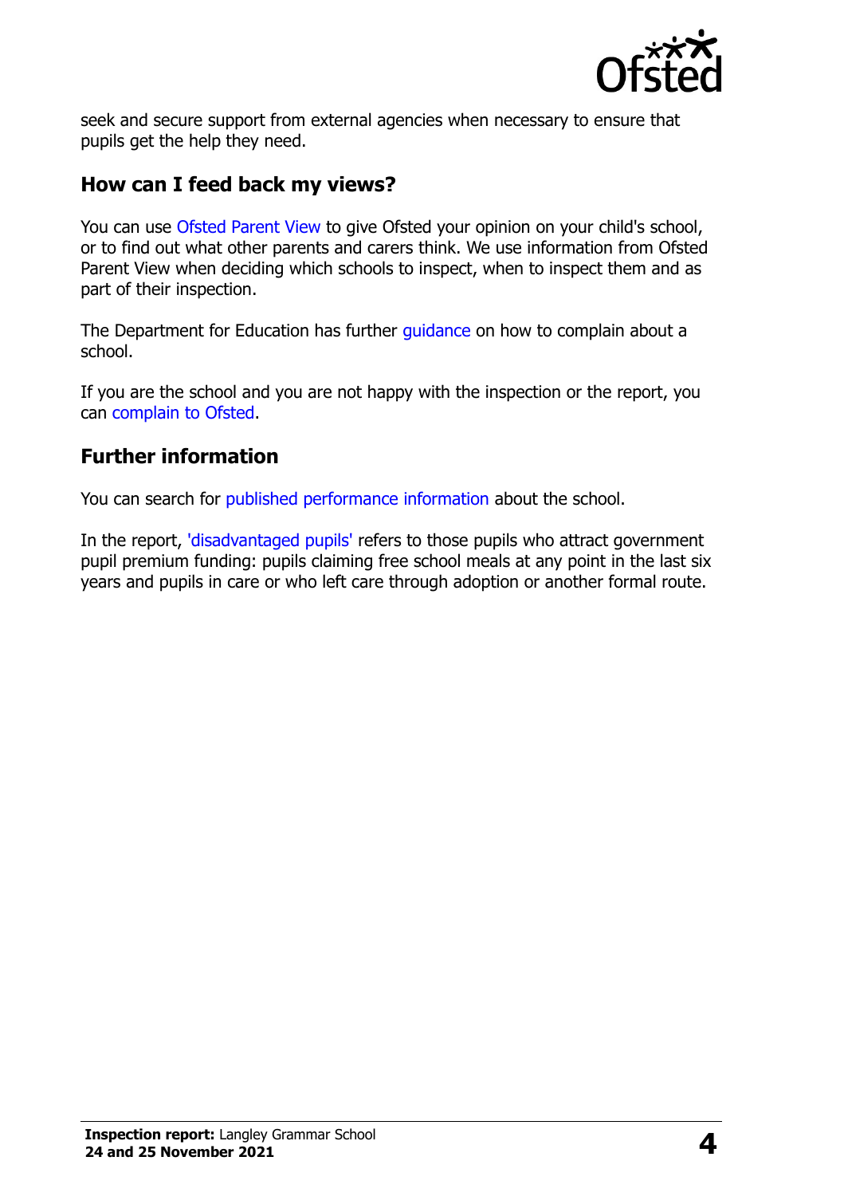seek and secure support from external agencies when necessary to ensure that pupils get the help they need.

## How can I feed back my views?

You can use Ofsted Parent View to give Ofsted your opinion on your child's school, or to find out what other parents and carers think. We use information from Ofsted Parent View when deciding which schools to inspect, when to inspect them and as part of their inspection.

The Department for Education has further guidance on how to complain about a school.

If you are the school and you are not happy with the inspection or the report, you can complain to Ofsted.

## Further information

You can search for published performance information about the school.

In the report, 'disadvantaged pupils' refers to those pupils who attract government pupil premium funding: pupils claiming free school meals at any point in the last six years and pupils in care or who left care through adoption or another formal route.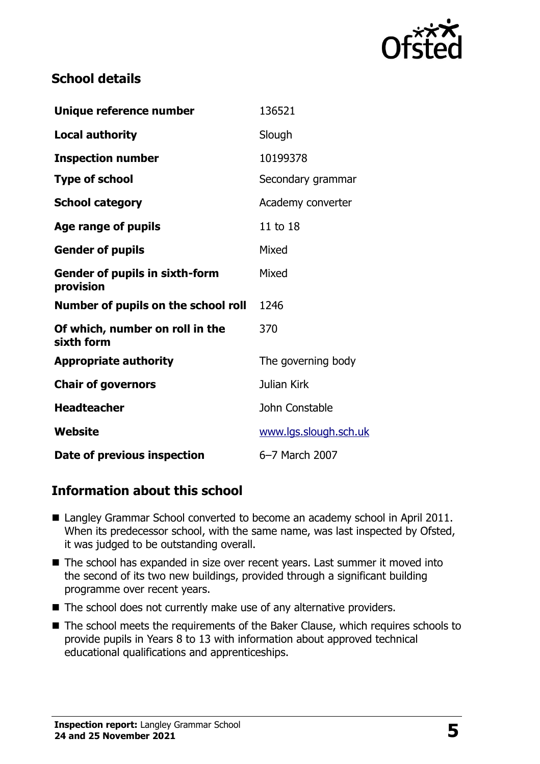## School details

| | |
|---|---|
| **Unique reference number** | 136521 |
| **Local authority** | Slough |
| **Inspection number** | 10199378 |
| **Type of school** | Secondary grammar |
| **School category** | Academy converter |
| **Age range of pupils** | 11 to 18 |
| **Gender of pupils** | Mixed |
| **Gender of pupils in sixth-form provision** | Mixed |
| **Number of pupils on the school roll** | 1246 |
| **Of which, number on roll in the sixth form** | 370 |
| **Appropriate authority** | The governing body |
| **Chair of governors** | Julian Kirk |
| **Headteacher** | John Constable |
| **Website** | www.lgs.slough.sch.uk |
| **Date of previous inspection** | 6–7 March 2007 |

## Information about this school

- Langley Grammar School converted to become an academy school in April 2011. When its predecessor school, with the same name, was last inspected by Ofsted, it was judged to be outstanding overall.
- The school has expanded in size over recent years. Last summer it moved into the second of its two new buildings, provided through a significant building programme over recent years.
- The school does not currently make use of any alternative providers.
- The school meets the requirements of the Baker Clause, which requires schools to provide pupils in Years 8 to 13 with information about approved technical educational qualifications and apprenticeships.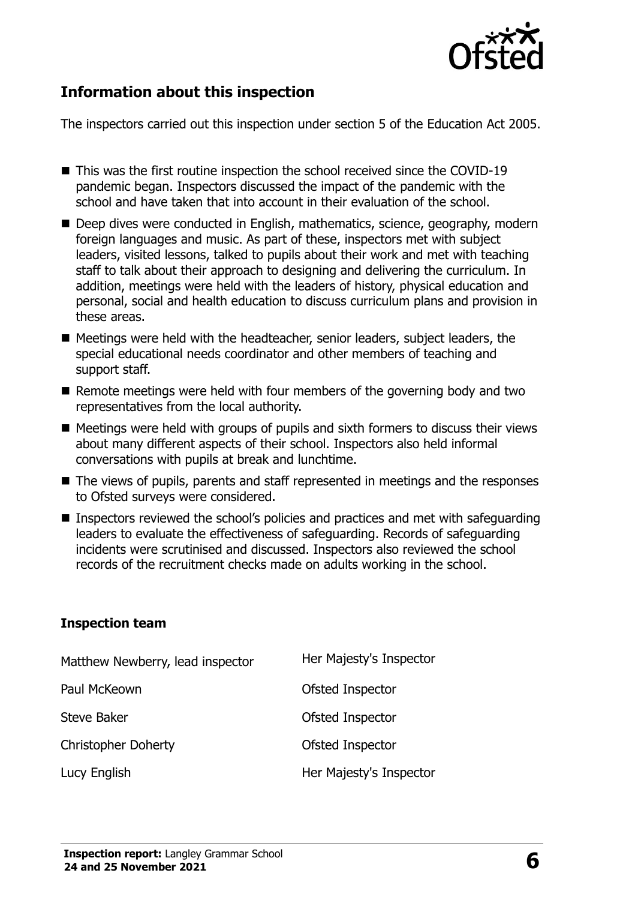## Information about this inspection

The inspectors carried out this inspection under section 5 of the Education Act 2005.

- This was the first routine inspection the school received since the COVID-19 pandemic began. Inspectors discussed the impact of the pandemic with the school and have taken that into account in their evaluation of the school.
- Deep dives were conducted in English, mathematics, science, geography, modern foreign languages and music. As part of these, inspectors met with subject leaders, visited lessons, talked to pupils about their work and met with teaching staff to talk about their approach to designing and delivering the curriculum. In addition, meetings were held with the leaders of history, physical education and personal, social and health education to discuss curriculum plans and provision in these areas.
- Meetings were held with the headteacher, senior leaders, subject leaders, the special educational needs coordinator and other members of teaching and support staff.
- Remote meetings were held with four members of the governing body and two representatives from the local authority.
- Meetings were held with groups of pupils and sixth formers to discuss their views about many different aspects of their school. Inspectors also held informal conversations with pupils at break and lunchtime.
- The views of pupils, parents and staff represented in meetings and the responses to Ofsted surveys were considered.
- Inspectors reviewed the school's policies and practices and met with safeguarding leaders to evaluate the effectiveness of safeguarding. Records of safeguarding incidents were scrutinised and discussed. Inspectors also reviewed the school records of the recruitment checks made on adults working in the school.

### Inspection team

| | |
|---|---|
| Matthew Newberry, lead inspector | Her Majesty's Inspector |
| Paul McKeown | Ofsted Inspector |
| Steve Baker | Ofsted Inspector |
| Christopher Doherty | Ofsted Inspector |
| Lucy English | Her Majesty's Inspector |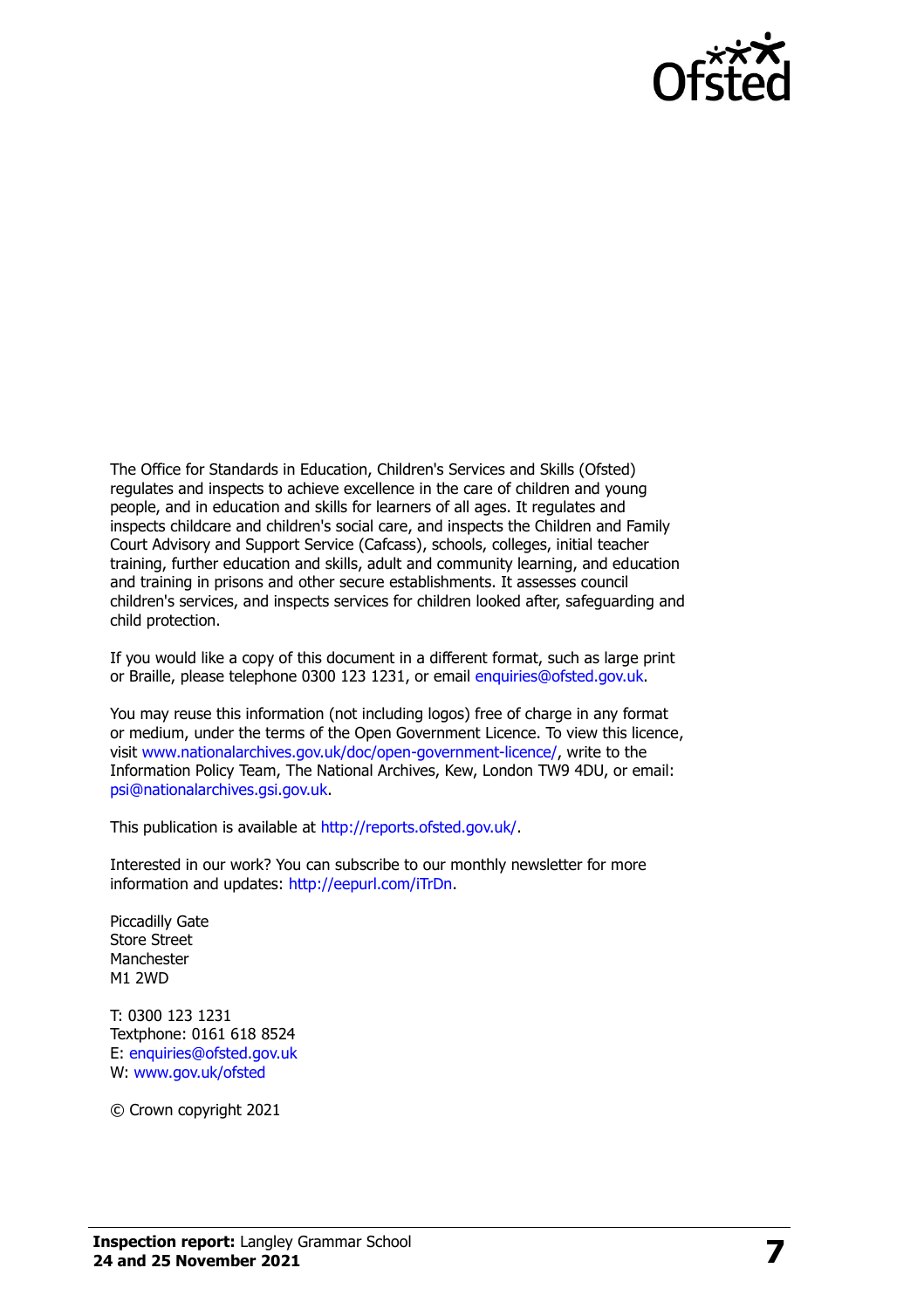The Office for Standards in Education, Children's Services and Skills (Ofsted) regulates and inspects to achieve excellence in the care of children and young people, and in education and skills for learners of all ages. It regulates and inspects childcare and children's social care, and inspects the Children and Family Court Advisory and Support Service (Cafcass), schools, colleges, initial teacher training, further education and skills, adult and community learning, and education and training in prisons and other secure establishments. It assesses council children's services, and inspects services for children looked after, safeguarding and child protection.

If you would like a copy of this document in a different format, such as large print or Braille, please telephone 0300 123 1231, or email enquiries@ofsted.gov.uk.

You may reuse this information (not including logos) free of charge in any format or medium, under the terms of the Open Government Licence. To view this licence, visit www.nationalarchives.gov.uk/doc/open-government-licence/, write to the Information Policy Team, The National Archives, Kew, London TW9 4DU, or email: psi@nationalarchives.gsi.gov.uk.

This publication is available at http://reports.ofsted.gov.uk/.

Interested in our work? You can subscribe to our monthly newsletter for more information and updates: http://eepurl.com/iTrDn.

Piccadilly Gate
Store Street
Manchester
M1 2WD

T: 0300 123 1231
Textphone: 0161 618 8524
E: enquiries@ofsted.gov.uk
W: www.gov.uk/ofsted

© Crown copyright 2021